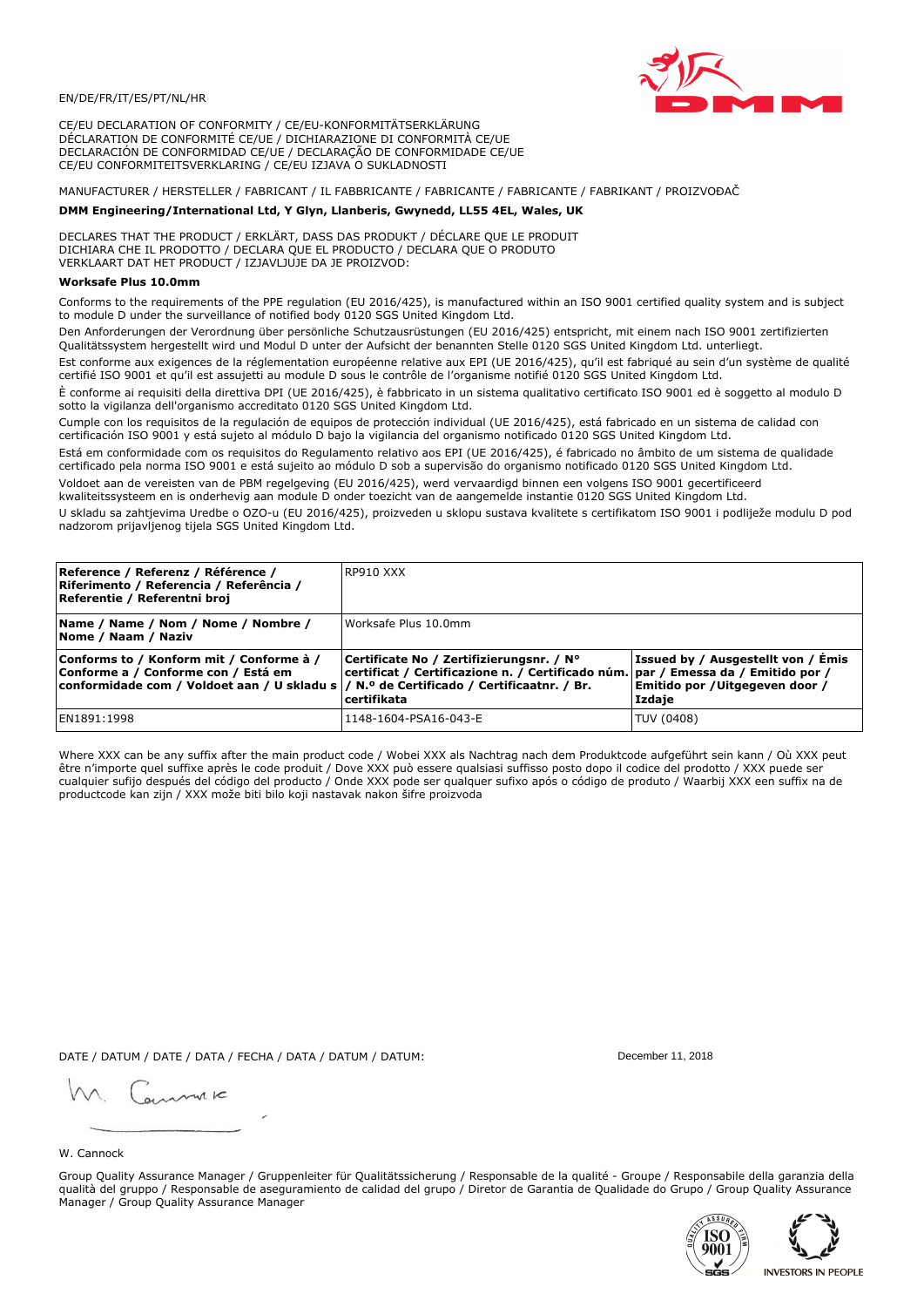EN/DE/FR/IT/ES/PT/NL/HR

CE/EU DECLARATION OF CONFORMITY / CE/EU-KONFORMITÄTSERKLÄRUNG
DÉCLARATION DE CONFORMITÉ CE/UE / DICHIARAZIONE DI CONFORMITÀ CE/UE
DECLARACIÓN DE CONFORMIDAD CE/UE / DECLARAÇÃO DE CONFORMIDADE CE/UE
CE/EU CONFORMITEITSVERKLARING / CE/EU IZJAVA O SUKLADNOSTI

MANUFACTURER / HERSTELLER / FABRICANT / IL FABBRICANTE / FABRICANTE / FABRICANTE / FABRIKANT / PROIZVOĐAČ

**DMM Engineering/International Ltd, Y Glyn, Llanberis, Gwynedd, LL55 4EL, Wales, UK**

DECLARES THAT THE PRODUCT / ERKLÄRT, DASS DAS PRODUKT / DÉCLARE QUE LE PRODUIT
DICHIARA CHE IL PRODOTTO / DECLARA QUE EL PRODUCTO / DECLARA QUE O PRODUTO
VERKLAART DAT HET PRODUCT / IZJAVLJUJE DA JE PROIZVOD:

**Worksafe Plus 10.0mm**

Conforms to the requirements of the PPE regulation (EU 2016/425), is manufactured within an ISO 9001 certified quality system and is subject to module D under the surveillance of notified body 0120 SGS United Kingdom Ltd.

Den Anforderungen der Verordnung über persönliche Schutzausrüstungen (EU 2016/425) entspricht, mit einem nach ISO 9001 zertifizierten Qualitätssystem hergestellt wird und Modul D unter der Aufsicht der benannten Stelle 0120 SGS United Kingdom Ltd. unterliegt.

Est conforme aux exigences de la réglementation européenne relative aux EPI (UE 2016/425), qu'il est fabriqué au sein d'un système de qualité certifié ISO 9001 et qu'il est assujetti au module D sous le contrôle de l'organisme notifié 0120 SGS United Kingdom Ltd.

È conforme ai requisiti della direttiva DPI (UE 2016/425), è fabbricato in un sistema qualitativo certificato ISO 9001 ed è soggetto al modulo D sotto la vigilanza dell'organismo accreditato 0120 SGS United Kingdom Ltd.

Cumple con los requisitos de la regulación de equipos de protección individual (UE 2016/425), está fabricado en un sistema de calidad con certificación ISO 9001 y está sujeto al módulo D bajo la vigilancia del organismo notificado 0120 SGS United Kingdom Ltd.

Está em conformidade com os requisitos do Regulamento relativo aos EPI (UE 2016/425), é fabricado no âmbito de um sistema de qualidade certificado pela norma ISO 9001 e está sujeito ao módulo D sob a supervisão do organismo notificado 0120 SGS United Kingdom Ltd.

Voldoet aan de vereisten van de PBM regelgeving (EU 2016/425), werd vervaardigd binnen een volgens ISO 9001 gecertificeerd kwaliteitssysteem en is onderhevig aan module D onder toezicht van de aangemelde instantie 0120 SGS United Kingdom Ltd.

U skladu sa zahtjevima Uredbe o OZO-u (EU 2016/425), proizveden u sklopu sustava kvalitete s certifikatom ISO 9001 i podliježe modulu D pod nadzorom prijavljenog tijela SGS United Kingdom Ltd.

| **Reference / Referenz / Référence / Riferimento / Referencia / Referência / Referentie / Referentni broj** | RP910 XXX | |
|---|---|---|
| **Name / Name / Nom / Nome / Nombre / Nome / Naam / Naziv** | Worksafe Plus 10.0mm | |
| **Conforms to / Konform mit / Conforme à / Conforme a / Conforme con / Está em conformidade com / Voldoet aan / U skladu s** | **Certificate No / Zertifizierungsnr. / N° certificat / Certificazione n. / Certificado núm. / N.º de Certificado / Certificaatnr. / Br. certifikata** | **Issued by / Ausgestellt von / Émis par / Emessa da / Emitido por / Emitido por / Uitgegeven door / Izdaje** |
| EN1891:1998 | 1148-1604-PSA16-043-E | TUV (0408) |

Where XXX can be any suffix after the main product code / Wobei XXX als Nachtrag nach dem Produktcode aufgeführt sein kann / Où XXX peut être n'importe quel suffixe après le code produit / Dove XXX può essere qualsiasi suffisso posto dopo il codice del prodotto / XXX puede ser cualquier sufijo después del código del producto / Onde XXX pode ser qualquer sufixo após o código de produto / Waarbij XXX een suffix na de productcode kan zijn / XXX može biti bilo koji nastavak nakon šifre proizvoda

DATE / DATUM / DATE / DATA / FECHA / DATA / DATUM / DATUM: December 11, 2018

W. Cannock

Group Quality Assurance Manager / Gruppenleiter für Qualitätssicherung / Responsable de la qualité - Groupe / Responsabile della garanzia della qualità del gruppo / Responsable de aseguramiento de calidad del grupo / Diretor de Garantia de Qualidade do Grupo / Group Quality Assurance Manager / Group Quality Assurance Manager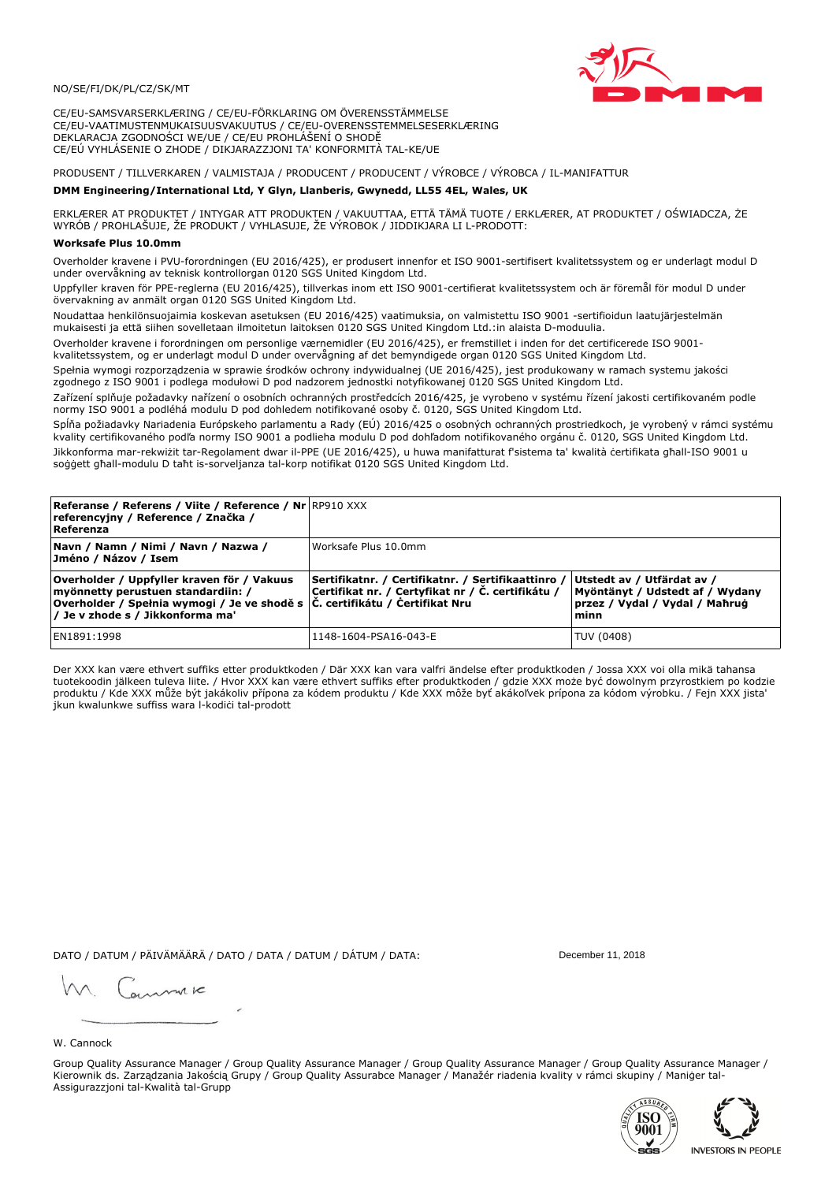NO/SE/FI/DK/PL/CZ/SK/MT

CE/EU-SAMSVARSERKLÆRING / CE/EU-FÖRKLARING OM ÖVERENSSTÄMMELSE
CE/EU-VAATIMUSTENMUKAISUUSVAKUUTUS / CE/EU-OVERENSSTEMMELSESERKLÆRING
DEKLARACJA ZGODNOŚCI WE/UE / CE/EU PROHLÁŠENÍ O SHODĚ
CE/EÚ VYHLÁSENIE O ZHODE / DIKJARAZZJONI TA' KONFORMITÀ TAL-KE/UE

PRODUSENT / TILLVERKAREN / VALMISTAJA / PRODUCENT / PRODUCENT / VÝROBCE / VÝROBCA / IL-MANIFATTUR

**DMM Engineering/International Ltd, Y Glyn, Llanberis, Gwynedd, LL55 4EL, Wales, UK**

ERKLÆRER AT PRODUKTET / INTYGAR ATT PRODUKTEN / VAKUUTTAA, ETTÄ TÄMÄ TUOTE / ERKLÆRER, AT PRODUKTET / OŚWIADCZA, ŻE WYRÓB / PROHLAŠUJE, ŽE PRODUKT / VYHLASUJE, ŽE VÝROBOK / JIDDIKJARA LI L-PRODOTT:

**Worksafe Plus 10.0mm**

Overholder kravene i PVU-forordningen (EU 2016/425), er produsert innenfor et ISO 9001-sertifisert kvalitetssystem og er underlagt modul D under overvåkning av teknisk kontrollorgan 0120 SGS United Kingdom Ltd.

Uppfyller kraven för PPE-reglerna (EU 2016/425), tillverkas inom ett ISO 9001-certifierat kvalitetssystem och är föremål för modul D under övervakning av anmält organ 0120 SGS United Kingdom Ltd.

Noudattaa henkilönsuojaimia koskevan asetuksen (EU 2016/425) vaatimuksia, on valmistettu ISO 9001 -sertifioidun laatujärjestelmän mukaisesti ja että siihen sovelletaan ilmoitetun laitoksen 0120 SGS United Kingdom Ltd.:in alaista D-moduulia.

Overholder kravene i forordningen om personlige værnemidler (EU 2016/425), er fremstillet i inden for det certificerede ISO 9001-kvalitetssystem, og er underlagt modul D under overvågning af det bemyndigede organ 0120 SGS United Kingdom Ltd.

Spełnia wymogi rozporządzenia w sprawie środków ochrony indywidualnej (UE 2016/425), jest produkowany w ramach systemu jakości zgodnego z ISO 9001 i podlega modułowi D pod nadzorem jednostki notyfikowanej 0120 SGS United Kingdom Ltd.

Zařízení splňuje požadavky nařízení o osobních ochranných prostředcích 2016/425, je vyrobeno v systému řízení jakosti certifikovaném podle normy ISO 9001 a podléhá modulu D pod dohledem notifikované osoby č. 0120, SGS United Kingdom Ltd.

Spĺňa požiadavky Nariadenia Európskeho parlamentu a Rady (EÚ) 2016/425 o osobných ochranných prostriedkoch, je vyrobený v rámci systému kvality certifikovaného podľa normy ISO 9001 a podlieha modulu D pod dohľadom notifikovaného orgánu č. 0120, SGS United Kingdom Ltd.

Jikkonforma mar-rekwiżit tar-Regolament dwar il-PPE (UE 2016/425), u huwa manifatturat f'sistema ta' kwalità ċertifikata għall-ISO 9001 u soġġett għall-modulu D taħt is-sorveljanza tal-korp notifikat 0120 SGS United Kingdom Ltd.

| **Referanse / Referens / Viite / Reference / Nr referencyjny / Reference / Značka / Referenza** | RP910 XXX | |
|---|---|---|
| **Navn / Namn / Nimi / Navn / Nazwa / Jméno / Názov / Isem** | Worksafe Plus 10.0mm | |
| **Overholder / Uppfyller kraven för / Vakuus myönnetty perustuen standardiin: / Overholder / Spełnia wymogi / Je ve shodě s / Je v zhode s / Jikkonforma ma'** | **Sertifikatnr. / Certifikatnr. / Sertifikaattinro / Certifikat nr. / Certyfikat nr / Č. certifikátu / Č. certifikátu / Ċertifikat Nru** | **Utstedt av / Utfärdat av / Myöntänyt / Udstedt af / Wydany przez / Vydal / Vydal / Maħruġ minn** |
| EN1891:1998 | 1148-1604-PSA16-043-E | TUV (0408) |

Der XXX kan være ethvert suffiks etter produktkoden / Där XXX kan vara valfri ändelse efter produktkoden / Jossa XXX voi olla mikä tahansa tuotekoodin jälkeen tuleva liite. / Hvor XXX kan være ethvert suffiks efter produktkoden / gdzie XXX może być dowolnym przyrostkiem po kodzie produktu / Kde XXX může být jakákoliv přípona za kódem produktu / Kde XXX môže byť akákoľvek prípona za kódom výrobku. / Fejn XXX jista' jkun kwalunkwe suffiss wara l-kodiċi tal-prodott

DATO / DATUM / PÄIVÄMÄÄRÄ / DATO / DATA / DATUM / DÁTUM / DATA: December 11, 2018

W. Cannock

Group Quality Assurance Manager / Group Quality Assurance Manager / Group Quality Assurance Manager / Group Quality Assurance Manager / Kierownik ds. Zarządzania Jakością Grupy / Group Quality Assurabce Manager / Manažér riadenia kvality v rámci skupiny / Maniġer tal-Assigurazzjoni tal-Kwalità tal-Grupp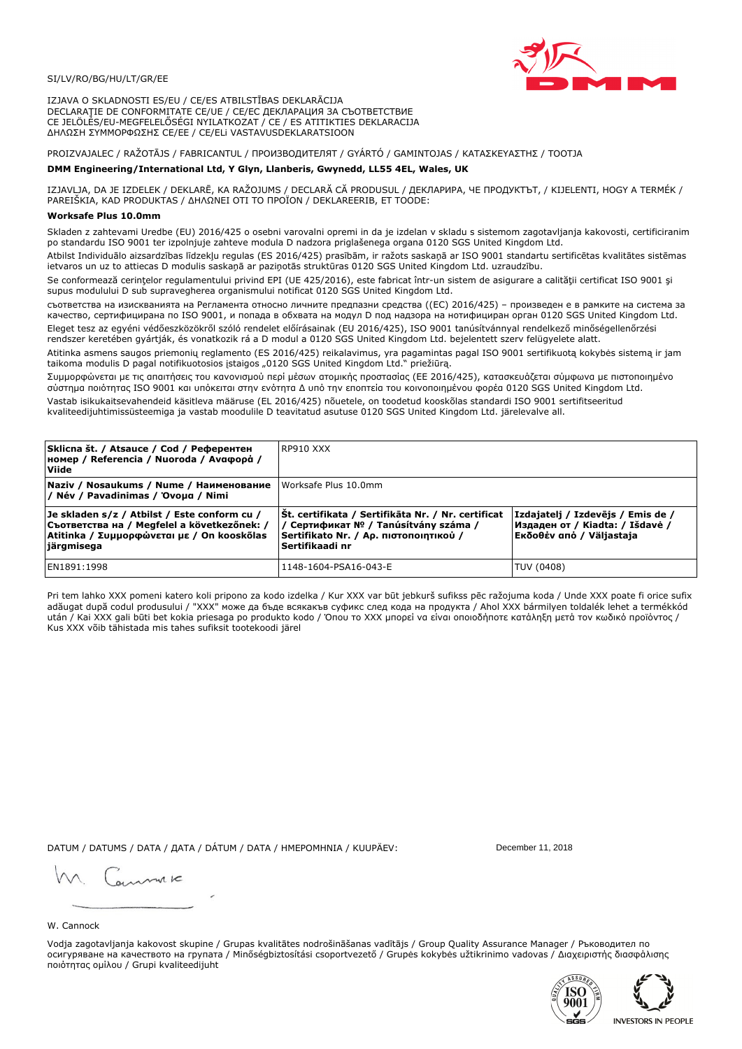SI/LV/RO/BG/HU/LT/GR/EE

IZJAVA O SKLADNOSTI ES/EU / CE/ES ATBILSTĪBAS DEKLARĀCIJA
DECLARAŢIE DE CONFORMITATE CE/UE / CE/EC ДЕКЛАРАЦИЯ ЗА СЪОТВЕТСТВИЕ
CE JELÖLÉS/EU-MEGFELELŐSÉGI NYILATKOZAT / CE / ES ATITIKTIES DEKLARACIJA
ΔΗΛΩΣΗ ΣΥΜΜΟΡΦΩΣΗΣ CE/EE / CE/ELi VASTAVUSDEKLARATSIOON

PROIZVAJALEC / RAŽOTĀJS / FABRICANTUL / ПРОИЗВОДИТЕЛЯТ / GYÁRTÓ / GAMINTOJAS / ΚΑΤΑΣΚΕΥΑΣΤΗΣ / TOOTJA

**DMM Engineering/International Ltd, Y Glyn, Llanberis, Gwynedd, LL55 4EL, Wales, UK**

IZJAVLJA, DA JE IZDELEK / DEKLARĒ, KA RAŽOJUMS / DECLARĂ CĂ PRODUSUL / ДЕКЛАРИРА, ЧЕ ПРОДУКТЪТ, / KIJELENTI, HOGY A TERMÉK / PAREIŠKIA, KAD PRODUKTAS / ΔΗΛΩΝΕΙ ΟΤΙ ΤΟ ΠΡΟΪΟΝ / DEKLAREERIB, ET TOODE:

**Worksafe Plus 10.0mm**

Skladen z zahtevami Uredbe (EU) 2016/425 o osebni varovalni opremi in da je izdelan v skladu s sistemom zagotavljanja kakovosti, certificiranim po standardu ISO 9001 ter izpolnjuje zahteve modula D nadzora priglašenega organa 0120 SGS United Kingdom Ltd.

Atbilst Individuālo aizsardzības līdzekļu regulas (ES 2016/425) prasībām, ir ražots saskaņā ar ISO 9001 standartu sertificētas kvalitātes sistēmas ietvaros un uz to attiecas D modulis saskaņā ar paziņotās struktūras 0120 SGS United Kingdom Ltd. uzraudzību.

Se conformează cerinţelor regulamentului privind EPI (UE 425/2016), este fabricat într-un sistem de asigurare a calităţii certificat ISO 9001 şi supus modulului D sub supravegherea organismului notificat 0120 SGS United Kingdom Ltd.

съответства на изискванията на Регламента относно личните предпазни средства ((ЕС) 2016/425) – произведен е в рамките на система за качество, сертифицирана по ISO 9001, и попада в обхвата на модул D под надзора на нотифициран орган 0120 SGS United Kingdom Ltd.

Eleget tesz az egyéni védőeszközökről szóló rendelet előírásainak (EU 2016/425), ISO 9001 tanúsítvánnyal rendelkező minőségellenőrzési rendszer keretében gyártják, és vonatkozik rá a D modul a 0120 SGS United Kingdom Ltd. bejelentett szerv felügyelete alatt.

Atitinka asmens saugos priemonių reglamento (ES 2016/425) reikalavimus, yra pagamintas pagal ISO 9001 sertifikuotą kokybės sistemą ir jam taikoma modulis D pagal notifikuotosios įstaigos „0120 SGS United Kingdom Ltd." priežiūrą.

Συμμορφώνεται με τις απαιτήσεις του κανονισμού περί μέσων ατομικής προστασίας (ΕΕ 2016/425), κατασκευάζεται σύμφωνα με πιστοποιημένο σύστημα ποιότητας ISO 9001 και υπόκειται στην ενότητα Δ υπό την εποπτεία του κοινοποιημένου φορέα 0120 SGS United Kingdom Ltd.

Vastab isikukaitsevahendeid käsitleva määruse (EL 2016/425) nõuetele, on toodetud kooskõlas standardi ISO 9001 sertifitseeritud kvaliteedijuhtimissüsteemiga ja vastab moodulile D teavitatud asutuse 0120 SGS United Kingdom Ltd. järelevalve all.

| **Sklicna št. / Atsauce / Cod / Референтен номер / Referencia / Nuoroda / Αναφορά / Viide** | RP910 XXX | |
|---|---|---|
| **Naziv / Nosaukums / Nume / Наименование / Név / Pavadinimas / Όνομα / Nimi** | Worksafe Plus 10.0mm | |
| **Je skladen s/z / Atbilst / Este conform cu / Съответства на / Megfelel a következőnek: / Atitinka / Συμμορφώνεται με / On kooskõlas järgmisega** | **Št. certifikata / Sertifikāta Nr. / Nr. certificat / Сертификат № / Tanúsítvány száma / Sertifikato Nr. / Αρ. πιστοποιητικού / Sertifikaadi nr** | **Izdajatelj / Izdevējs / Emis de / Издаден от / Kiadta: / Išdavė / Εκδοθέν από / Väljastaja** |
| EN1891:1998 | 1148-1604-PSA16-043-E | TUV (0408) |

Pri tem lahko XXX pomeni katero koli pripono za kodo izdelka / Kur XXX var būt jebkurš sufikss pēc ražojuma koda / Unde XXX poate fi orice sufix adăugat după codul produsului / "XXX" може да бъде всякакъв суфикс след кода на продукта / Ahol XXX bármilyen toldalék lehet a termékkód után / Kai XXX gali būti bet kokia priesaga po produkto kodo / Όπου το XXX μπορεί να είναι οποιοδήποτε κατάληξη μετά τον κωδικό προϊόντος / Kus XXX võib tähistada mis tahes sufiksit tootekoodi järel

DATUM / DATUMS / DATA / ДАТА / DÁTUM / DATA / ΗΜΕΡΟΜΗΝΙΑ / KUUPÄEV: December 11, 2018

W. Cannock

Vodja zagotavljanja kakovost skupine / Grupas kvalitātes nodrošināšanas vadītājs / Group Quality Assurance Manager / Ръководител по осигуряване на качеството на групата / Minőségbiztosítási csoportvezető / Grupės kokybės užtikrinimo vadovas / Διαχειριστής διασφάλισης ποιότητας ομίλου / Grupi kvaliteedijuht